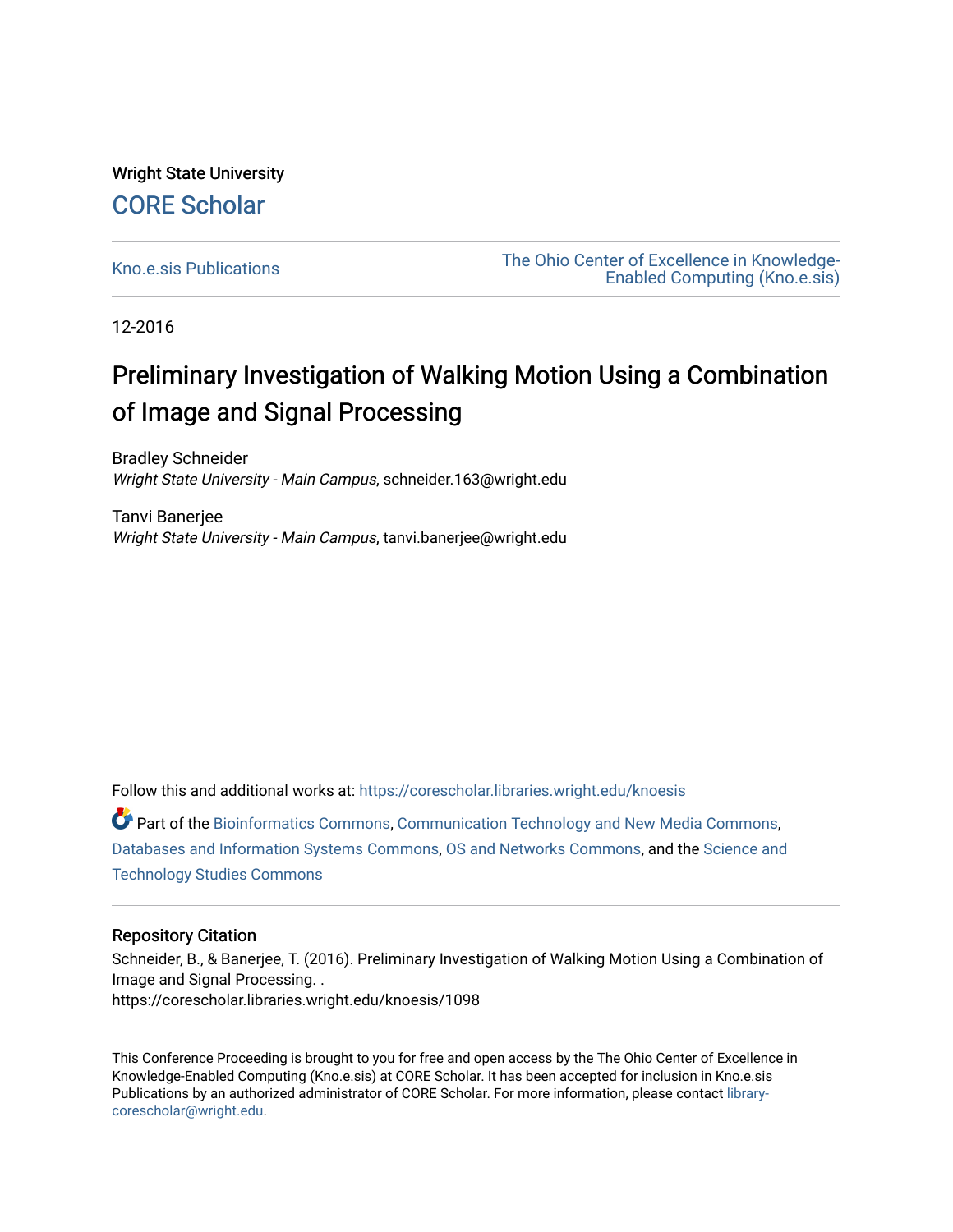Wright State University

CORE Scholar

Kno.e.sis Publications

The Ohio Center of Excellence in Knowledge-Enabled Computing (Kno.e.sis)

12-2016

# Preliminary Investigation of Walking Motion Using a Combination of Image and Signal Processing

Bradley Schneider
*Wright State University - Main Campus*, schneider.163@wright.edu

Tanvi Banerjee
*Wright State University - Main Campus*, tanvi.banerjee@wright.edu

Follow this and additional works at: https://corescholar.libraries.wright.edu/knoesis

Part of the Bioinformatics Commons, Communication Technology and New Media Commons, Databases and Information Systems Commons, OS and Networks Commons, and the Science and Technology Studies Commons

## Repository Citation

Schneider, B., & Banerjee, T. (2016). Preliminary Investigation of Walking Motion Using a Combination of Image and Signal Processing. .
https://corescholar.libraries.wright.edu/knoesis/1098

This Conference Proceeding is brought to you for free and open access by the The Ohio Center of Excellence in Knowledge-Enabled Computing (Kno.e.sis) at CORE Scholar. It has been accepted for inclusion in Kno.e.sis Publications by an authorized administrator of CORE Scholar. For more information, please contact library-corescholar@wright.edu.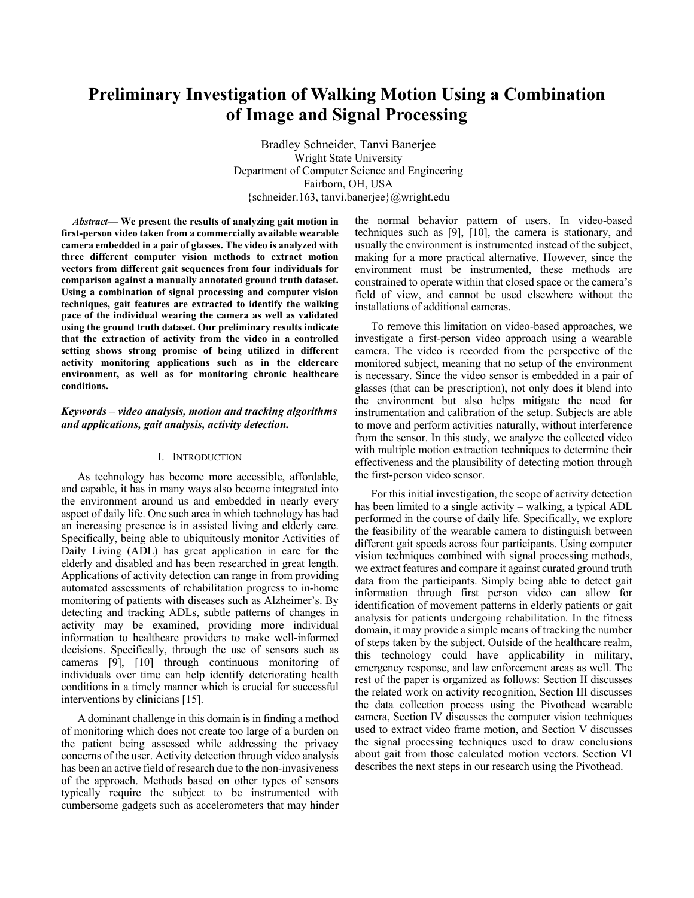# Preliminary Investigation of Walking Motion Using a Combination of Image and Signal Processing

Bradley Schneider, Tanvi Banerjee
Wright State University
Department of Computer Science and Engineering
Fairborn, OH, USA
{schneider.163, tanvi.banerjee}@wright.edu

***Abstract*— We present the results of analyzing gait motion in first-person video taken from a commercially available wearable camera embedded in a pair of glasses. The video is analyzed with three different computer vision methods to extract motion vectors from different gait sequences from four individuals for comparison against a manually annotated ground truth dataset. Using a combination of signal processing and computer vision techniques, gait features are extracted to identify the walking pace of the individual wearing the camera as well as validated using the ground truth dataset. Our preliminary results indicate that the extraction of activity from the video in a controlled setting shows strong promise of being utilized in different activity monitoring applications such as in the eldercare environment, as well as for monitoring chronic healthcare conditions.**

***Keywords – video analysis, motion and tracking algorithms and applications, gait analysis, activity detection.***

## I. Introduction

As technology has become more accessible, affordable, and capable, it has in many ways also become integrated into the environment around us and embedded in nearly every aspect of daily life. One such area in which technology has had an increasing presence is in assisted living and elderly care. Specifically, being able to ubiquitously monitor Activities of Daily Living (ADL) has great application in care for the elderly and disabled and has been researched in great length. Applications of activity detection can range in from providing automated assessments of rehabilitation progress to in-home monitoring of patients with diseases such as Alzheimer's. By detecting and tracking ADLs, subtle patterns of changes in activity may be examined, providing more individual information to healthcare providers to make well-informed decisions. Specifically, through the use of sensors such as cameras [9], [10] through continuous monitoring of individuals over time can help identify deteriorating health conditions in a timely manner which is crucial for successful interventions by clinicians [15].

A dominant challenge in this domain is in finding a method of monitoring which does not create too large of a burden on the patient being assessed while addressing the privacy concerns of the user. Activity detection through video analysis has been an active field of research due to the non-invasiveness of the approach. Methods based on other types of sensors typically require the subject to be instrumented with cumbersome gadgets such as accelerometers that may hinder the normal behavior pattern of users. In video-based techniques such as [9], [10], the camera is stationary, and usually the environment is instrumented instead of the subject, making for a more practical alternative. However, since the environment must be instrumented, these methods are constrained to operate within that closed space or the camera's field of view, and cannot be used elsewhere without the installations of additional cameras.

To remove this limitation on video-based approaches, we investigate a first-person video approach using a wearable camera. The video is recorded from the perspective of the monitored subject, meaning that no setup of the environment is necessary. Since the video sensor is embedded in a pair of glasses (that can be prescription), not only does it blend into the environment but also helps mitigate the need for instrumentation and calibration of the setup. Subjects are able to move and perform activities naturally, without interference from the sensor. In this study, we analyze the collected video with multiple motion extraction techniques to determine their effectiveness and the plausibility of detecting motion through the first-person video sensor.

For this initial investigation, the scope of activity detection has been limited to a single activity – walking, a typical ADL performed in the course of daily life. Specifically, we explore the feasibility of the wearable camera to distinguish between different gait speeds across four participants. Using computer vision techniques combined with signal processing methods, we extract features and compare it against curated ground truth data from the participants. Simply being able to detect gait information through first person video can allow for identification of movement patterns in elderly patients or gait analysis for patients undergoing rehabilitation. In the fitness domain, it may provide a simple means of tracking the number of steps taken by the subject. Outside of the healthcare realm, this technology could have applicability in military, emergency response, and law enforcement areas as well. The rest of the paper is organized as follows: Section II discusses the related work on activity recognition, Section III discusses the data collection process using the Pivothead wearable camera, Section IV discusses the computer vision techniques used to extract video frame motion, and Section V discusses the signal processing techniques used to draw conclusions about gait from those calculated motion vectors. Section VI describes the next steps in our research using the Pivothead.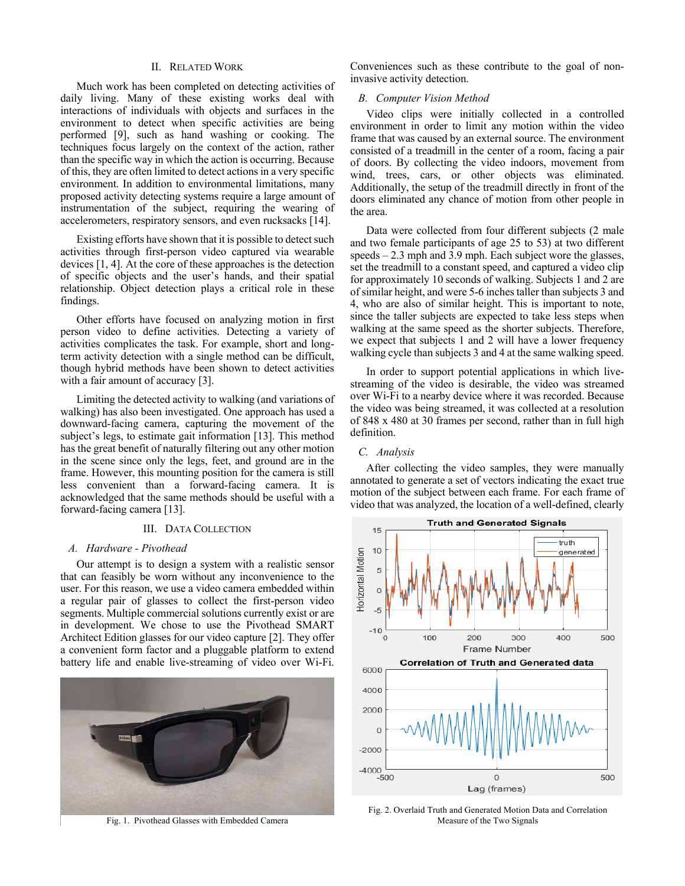## II. Related Work

Much work has been completed on detecting activities of daily living. Many of these existing works deal with interactions of individuals with objects and surfaces in the environment to detect when specific activities are being performed [9], such as hand washing or cooking. The techniques focus largely on the context of the action, rather than the specific way in which the action is occurring. Because of this, they are often limited to detect actions in a very specific environment. In addition to environmental limitations, many proposed activity detecting systems require a large amount of instrumentation of the subject, requiring the wearing of accelerometers, respiratory sensors, and even rucksacks [14].

Existing efforts have shown that it is possible to detect such activities through first-person video captured via wearable devices [1, 4]. At the core of these approaches is the detection of specific objects and the user's hands, and their spatial relationship. Object detection plays a critical role in these findings.

Other efforts have focused on analyzing motion in first person video to define activities. Detecting a variety of activities complicates the task. For example, short and long-term activity detection with a single method can be difficult, though hybrid methods have been shown to detect activities with a fair amount of accuracy [3].

Limiting the detected activity to walking (and variations of walking) has also been investigated. One approach has used a downward-facing camera, capturing the movement of the subject's legs, to estimate gait information [13]. This method has the great benefit of naturally filtering out any other motion in the scene since only the legs, feet, and ground are in the frame. However, this mounting position for the camera is still less convenient than a forward-facing camera. It is acknowledged that the same methods should be useful with a forward-facing camera [13].

## III. Data Collection

### A. *Hardware - Pivothead*

Our attempt is to design a system with a realistic sensor that can feasibly be worn without any inconvenience to the user. For this reason, we use a video camera embedded within a regular pair of glasses to collect the first-person video segments. Multiple commercial solutions currently exist or are in development. We chose to use the Pivothead SMART Architect Edition glasses for our video capture [2]. They offer a convenient form factor and a pluggable platform to extend battery life and enable live-streaming of video over Wi-Fi. Conveniences such as these contribute to the goal of non-invasive activity detection.

Fig. 1. Pivothead Glasses with Embedded Camera

### B. *Computer Vision Method*

Video clips were initially collected in a controlled environment in order to limit any motion within the video frame that was caused by an external source. The environment consisted of a treadmill in the center of a room, facing a pair of doors. By collecting the video indoors, movement from wind, trees, cars, or other objects was eliminated. Additionally, the setup of the treadmill directly in front of the doors eliminated any chance of motion from other people in the area.

Data were collected from four different subjects (2 male and two female participants of age 25 to 53) at two different speeds – 2.3 mph and 3.9 mph. Each subject wore the glasses, set the treadmill to a constant speed, and captured a video clip for approximately 10 seconds of walking. Subjects 1 and 2 are of similar height, and were 5-6 inches taller than subjects 3 and 4, who are also of similar height. This is important to note, since the taller subjects are expected to take less steps when walking at the same speed as the shorter subjects. Therefore, we expect that subjects 1 and 2 will have a lower frequency walking cycle than subjects 3 and 4 at the same walking speed.

In order to support potential applications in which live-streaming of the video is desirable, the video was streamed over Wi-Fi to a nearby device where it was recorded. Because the video was being streamed, it was collected at a resolution of 848 x 480 at 30 frames per second, rather than in full high definition.

### C. *Analysis*

After collecting the video samples, they were manually annotated to generate a set of vectors indicating the exact true motion of the subject between each frame. For each frame of video that was analyzed, the location of a well-defined, clearly

Fig. 2. Overlaid Truth and Generated Motion Data and Correlation Measure of the Two Signals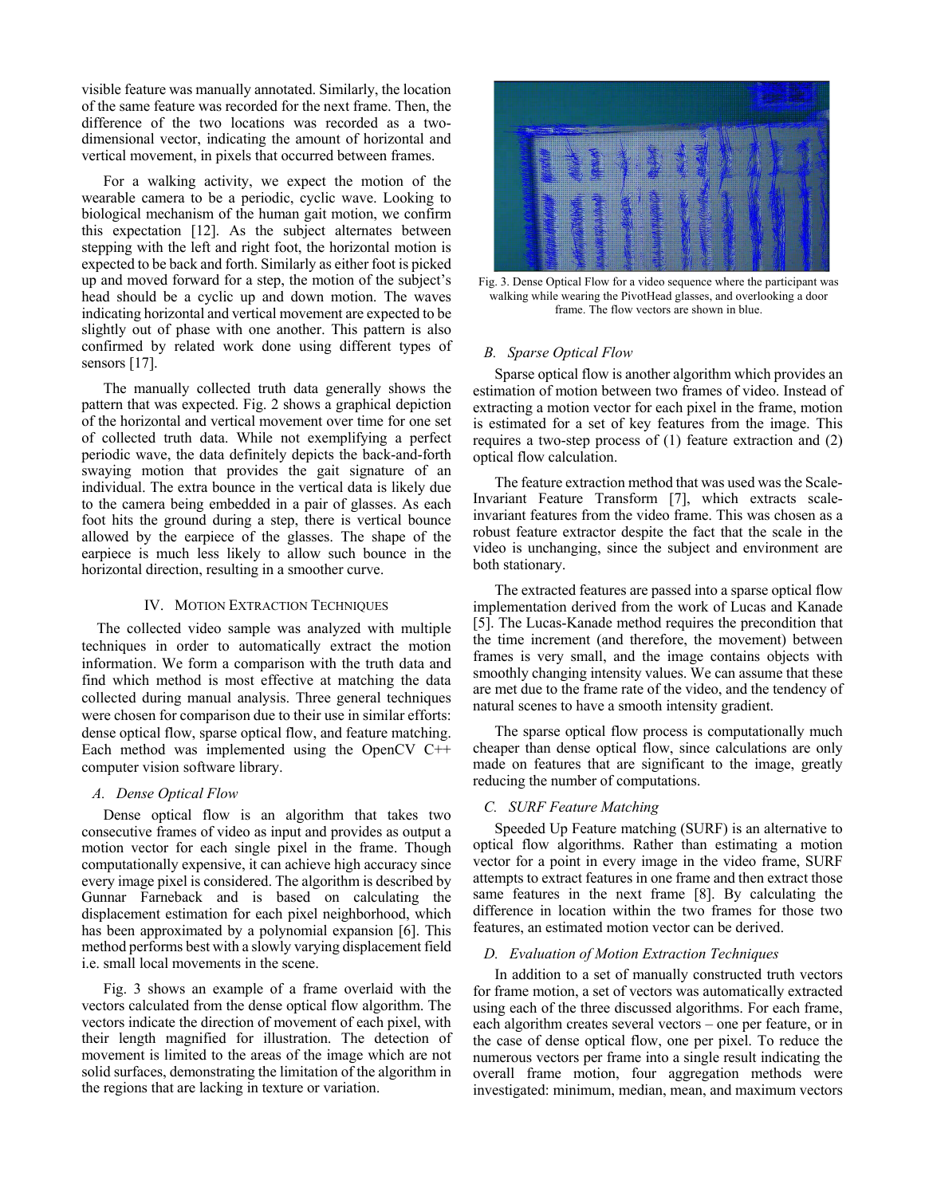visible feature was manually annotated. Similarly, the location of the same feature was recorded for the next frame. Then, the difference of the two locations was recorded as a two-dimensional vector, indicating the amount of horizontal and vertical movement, in pixels that occurred between frames.

For a walking activity, we expect the motion of the wearable camera to be a periodic, cyclic wave. Looking to biological mechanism of the human gait motion, we confirm this expectation [12]. As the subject alternates between stepping with the left and right foot, the horizontal motion is expected to be back and forth. Similarly as either foot is picked up and moved forward for a step, the motion of the subject's head should be a cyclic up and down motion. The waves indicating horizontal and vertical movement are expected to be slightly out of phase with one another. This pattern is also confirmed by related work done using different types of sensors [17].

The manually collected truth data generally shows the pattern that was expected. Fig. 2 shows a graphical depiction of the horizontal and vertical movement over time for one set of collected truth data. While not exemplifying a perfect periodic wave, the data definitely depicts the back-and-forth swaying motion that provides the gait signature of an individual. The extra bounce in the vertical data is likely due to the camera being embedded in a pair of glasses. As each foot hits the ground during a step, there is vertical bounce allowed by the earpiece of the glasses. The shape of the earpiece is much less likely to allow such bounce in the horizontal direction, resulting in a smoother curve.

## IV. Motion Extraction Techniques

The collected video sample was analyzed with multiple techniques in order to automatically extract the motion information. We form a comparison with the truth data and find which method is most effective at matching the data collected during manual analysis. Three general techniques were chosen for comparison due to their use in similar efforts: dense optical flow, sparse optical flow, and feature matching. Each method was implemented using the OpenCV C++ computer vision software library.

### *A. Dense Optical Flow*

Dense optical flow is an algorithm that takes two consecutive frames of video as input and provides as output a motion vector for each single pixel in the frame. Though computationally expensive, it can achieve high accuracy since every image pixel is considered. The algorithm is described by Gunnar Farneback and is based on calculating the displacement estimation for each pixel neighborhood, which has been approximated by a polynomial expansion [6]. This method performs best with a slowly varying displacement field i.e. small local movements in the scene.

Fig. 3 shows an example of a frame overlaid with the vectors calculated from the dense optical flow algorithm. The vectors indicate the direction of movement of each pixel, with their length magnified for illustration. The detection of movement is limited to the areas of the image which are not solid surfaces, demonstrating the limitation of the algorithm in the regions that are lacking in texture or variation.

Fig. 3. Dense Optical Flow for a video sequence where the participant was walking while wearing the PivotHead glasses, and overlooking a door frame. The flow vectors are shown in blue.

### *B. Sparse Optical Flow*

Sparse optical flow is another algorithm which provides an estimation of motion between two frames of video. Instead of extracting a motion vector for each pixel in the frame, motion is estimated for a set of key features from the image. This requires a two-step process of (1) feature extraction and (2) optical flow calculation.

The feature extraction method that was used was the Scale-Invariant Feature Transform [7], which extracts scale-invariant features from the video frame. This was chosen as a robust feature extractor despite the fact that the scale in the video is unchanging, since the subject and environment are both stationary.

The extracted features are passed into a sparse optical flow implementation derived from the work of Lucas and Kanade [5]. The Lucas-Kanade method requires the precondition that the time increment (and therefore, the movement) between frames is very small, and the image contains objects with smoothly changing intensity values. We can assume that these are met due to the frame rate of the video, and the tendency of natural scenes to have a smooth intensity gradient.

The sparse optical flow process is computationally much cheaper than dense optical flow, since calculations are only made on features that are significant to the image, greatly reducing the number of computations.

### *C. SURF Feature Matching*

Speeded Up Feature matching (SURF) is an alternative to optical flow algorithms. Rather than estimating a motion vector for a point in every image in the video frame, SURF attempts to extract features in one frame and then extract those same features in the next frame [8]. By calculating the difference in location within the two frames for those two features, an estimated motion vector can be derived.

### *D. Evaluation of Motion Extraction Techniques*

In addition to a set of manually constructed truth vectors for frame motion, a set of vectors was automatically extracted using each of the three discussed algorithms. For each frame, each algorithm creates several vectors – one per feature, or in the case of dense optical flow, one per pixel. To reduce the numerous vectors per frame into a single result indicating the overall frame motion, four aggregation methods were investigated: minimum, median, mean, and maximum vectors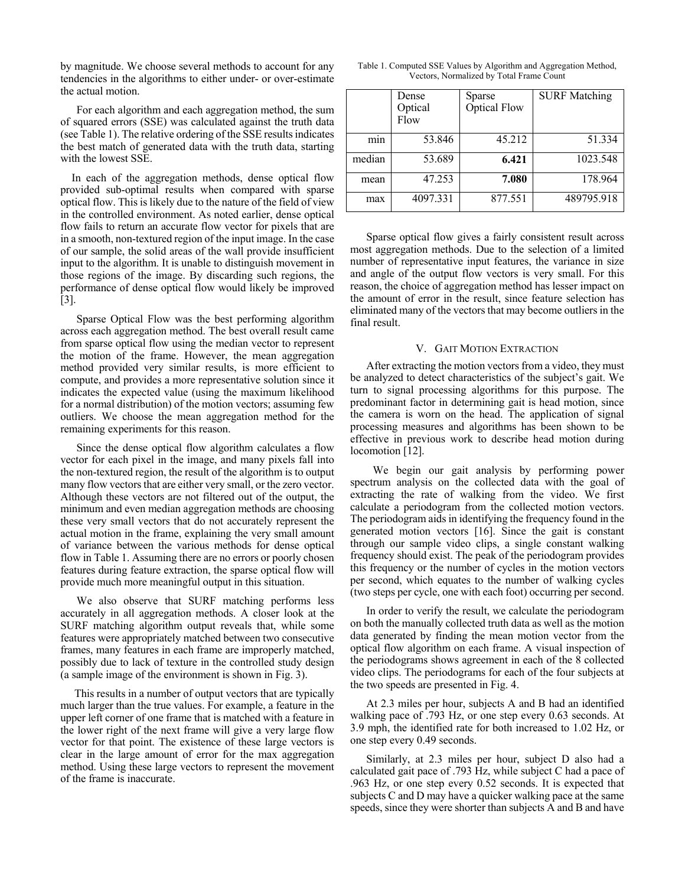by magnitude. We choose several methods to account for any tendencies in the algorithms to either under- or over-estimate the actual motion.

For each algorithm and each aggregation method, the sum of squared errors (SSE) was calculated against the truth data (see Table 1). The relative ordering of the SSE results indicates the best match of generated data with the truth data, starting with the lowest SSE.

In each of the aggregation methods, dense optical flow provided sub-optimal results when compared with sparse optical flow. This is likely due to the nature of the field of view in the controlled environment. As noted earlier, dense optical flow fails to return an accurate flow vector for pixels that are in a smooth, non-textured region of the input image. In the case of our sample, the solid areas of the wall provide insufficient input to the algorithm. It is unable to distinguish movement in those regions of the image. By discarding such regions, the performance of dense optical flow would likely be improved [3].

Sparse Optical Flow was the best performing algorithm across each aggregation method. The best overall result came from sparse optical flow using the median vector to represent the motion of the frame. However, the mean aggregation method provided very similar results, is more efficient to compute, and provides a more representative solution since it indicates the expected value (using the maximum likelihood for a normal distribution) of the motion vectors; assuming few outliers. We choose the mean aggregation method for the remaining experiments for this reason.

Since the dense optical flow algorithm calculates a flow vector for each pixel in the image, and many pixels fall into the non-textured region, the result of the algorithm is to output many flow vectors that are either very small, or the zero vector. Although these vectors are not filtered out of the output, the minimum and even median aggregation methods are choosing these very small vectors that do not accurately represent the actual motion in the frame, explaining the very small amount of variance between the various methods for dense optical flow in Table 1. Assuming there are no errors or poorly chosen features during feature extraction, the sparse optical flow will provide much more meaningful output in this situation.

We also observe that SURF matching performs less accurately in all aggregation methods. A closer look at the SURF matching algorithm output reveals that, while some features were appropriately matched between two consecutive frames, many features in each frame are improperly matched, possibly due to lack of texture in the controlled study design (a sample image of the environment is shown in Fig. 3).

This results in a number of output vectors that are typically much larger than the true values. For example, a feature in the upper left corner of one frame that is matched with a feature in the lower right of the next frame will give a very large flow vector for that point. The existence of these large vectors is clear in the large amount of error for the max aggregation method. Using these large vectors to represent the movement of the frame is inaccurate.

Table 1. Computed SSE Values by Algorithm and Aggregation Method, Vectors, Normalized by Total Frame Count

| | Dense Optical Flow | Sparse Optical Flow | SURF Matching |
|---|---|---|---|
| min | 53.846 | 45.212 | 51.334 |
| median | 53.689 | **6.421** | 1023.548 |
| mean | 47.253 | **7.080** | 178.964 |
| max | 4097.331 | 877.551 | 489795.918 |

Sparse optical flow gives a fairly consistent result across most aggregation methods. Due to the selection of a limited number of representative input features, the variance in size and angle of the output flow vectors is very small. For this reason, the choice of aggregation method has lesser impact on the amount of error in the result, since feature selection has eliminated many of the vectors that may become outliers in the final result.

## V. Gait Motion Extraction

After extracting the motion vectors from a video, they must be analyzed to detect characteristics of the subject's gait. We turn to signal processing algorithms for this purpose. The predominant factor in determining gait is head motion, since the camera is worn on the head. The application of signal processing measures and algorithms has been shown to be effective in previous work to describe head motion during locomotion [12].

We begin our gait analysis by performing power spectrum analysis on the collected data with the goal of extracting the rate of walking from the video. We first calculate a periodogram from the collected motion vectors. The periodogram aids in identifying the frequency found in the generated motion vectors [16]. Since the gait is constant through our sample video clips, a single constant walking frequency should exist. The peak of the periodogram provides this frequency or the number of cycles in the motion vectors per second, which equates to the number of walking cycles (two steps per cycle, one with each foot) occurring per second.

In order to verify the result, we calculate the periodogram on both the manually collected truth data as well as the motion data generated by finding the mean motion vector from the optical flow algorithm on each frame. A visual inspection of the periodograms shows agreement in each of the 8 collected video clips. The periodograms for each of the four subjects at the two speeds are presented in Fig. 4.

At 2.3 miles per hour, subjects A and B had an identified walking pace of .793 Hz, or one step every 0.63 seconds. At 3.9 mph, the identified rate for both increased to 1.02 Hz, or one step every 0.49 seconds.

Similarly, at 2.3 miles per hour, subject D also had a calculated gait pace of .793 Hz, while subject C had a pace of .963 Hz, or one step every 0.52 seconds. It is expected that subjects C and D may have a quicker walking pace at the same speeds, since they were shorter than subjects A and B and have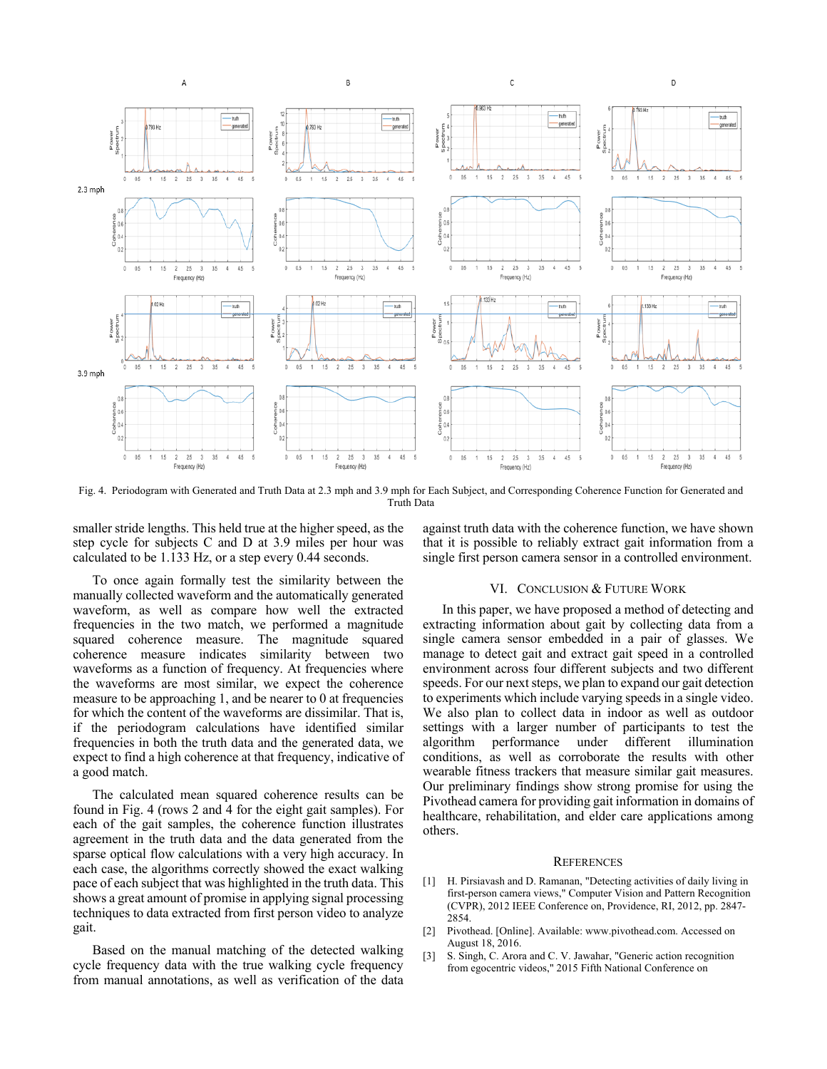Fig. 4. Periodogram with Generated and Truth Data at 2.3 mph and 3.9 mph for Each Subject, and Corresponding Coherence Function for Generated and Truth Data

smaller stride lengths. This held true at the higher speed, as the step cycle for subjects C and D at 3.9 miles per hour was calculated to be 1.133 Hz, or a step every 0.44 seconds.

To once again formally test the similarity between the manually collected waveform and the automatically generated waveform, as well as compare how well the extracted frequencies in the two match, we performed a magnitude squared coherence measure. The magnitude squared coherence measure indicates similarity between two waveforms as a function of frequency. At frequencies where the waveforms are most similar, we expect the coherence measure to be approaching 1, and be nearer to 0 at frequencies for which the content of the waveforms are dissimilar. That is, if the periodogram calculations have identified similar frequencies in both the truth data and the generated data, we expect to find a high coherence at that frequency, indicative of a good match.

The calculated mean squared coherence results can be found in Fig. 4 (rows 2 and 4 for the eight gait samples). For each of the gait samples, the coherence function illustrates agreement in the truth data and the data generated from the sparse optical flow calculations with a very high accuracy. In each case, the algorithms correctly showed the exact walking pace of each subject that was highlighted in the truth data. This shows a great amount of promise in applying signal processing techniques to data extracted from first person video to analyze gait.

Based on the manual matching of the detected walking cycle frequency data with the true walking cycle frequency from manual annotations, as well as verification of the data against truth data with the coherence function, we have shown that it is possible to reliably extract gait information from a single first person camera sensor in a controlled environment.

## VI. Conclusion & Future Work

In this paper, we have proposed a method of detecting and extracting information about gait by collecting data from a single camera sensor embedded in a pair of glasses. We manage to detect gait and extract gait speed in a controlled environment across four different subjects and two different speeds. For our next steps, we plan to expand our gait detection to experiments which include varying speeds in a single video. We also plan to collect data in indoor as well as outdoor settings with a larger number of participants to test the algorithm performance under different illumination conditions, as well as corroborate the results with other wearable fitness trackers that measure similar gait measures. Our preliminary findings show strong promise for using the Pivothead camera for providing gait information in domains of healthcare, rehabilitation, and elder care applications among others.

## References

[1] H. Pirsiavash and D. Ramanan, "Detecting activities of daily living in first-person camera views," Computer Vision and Pattern Recognition (CVPR), 2012 IEEE Conference on, Providence, RI, 2012, pp. 2847-2854.

[2] Pivothead. [Online]. Available: www.pivothead.com. Accessed on August 18, 2016.

[3] S. Singh, C. Arora and C. V. Jawahar, "Generic action recognition from egocentric videos," 2015 Fifth National Conference on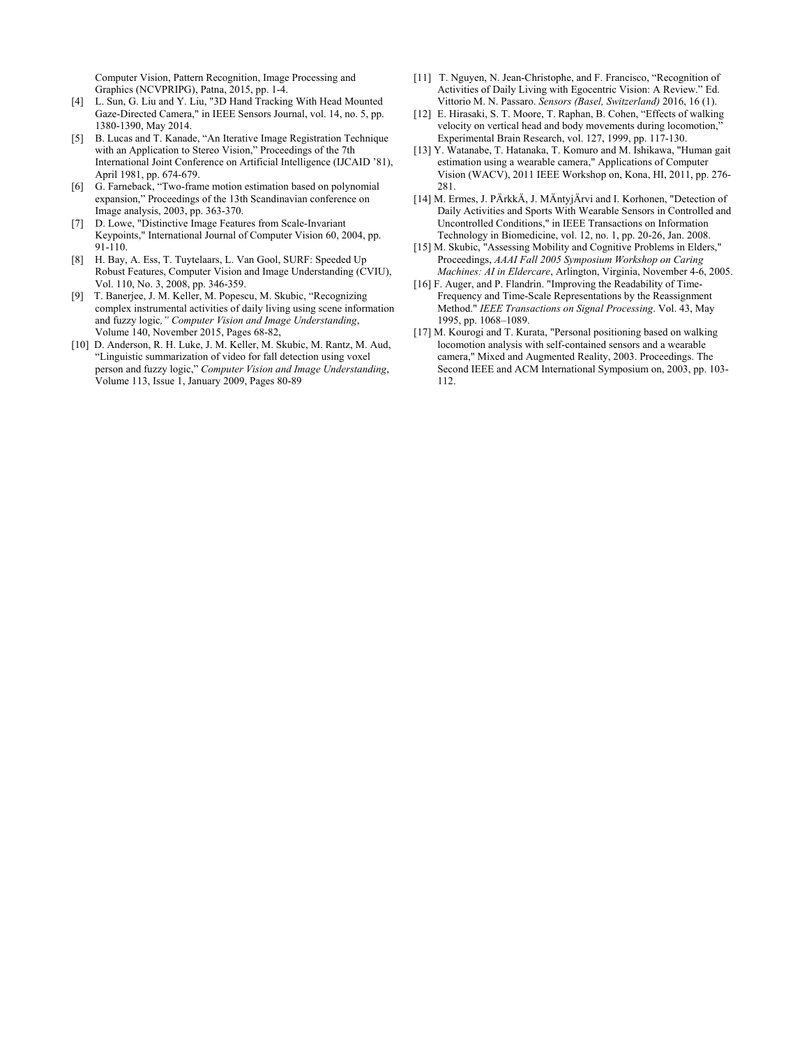Computer Vision, Pattern Recognition, Image Processing and Graphics (NCVPRIPG), Patna, 2015, pp. 1-4.

[4] L. Sun, G. Liu and Y. Liu, "3D Hand Tracking With Head Mounted Gaze-Directed Camera," in IEEE Sensors Journal, vol. 14, no. 5, pp. 1380-1390, May 2014.

[5] B. Lucas and T. Kanade, "An Iterative Image Registration Technique with an Application to Stereo Vision," Proceedings of the 7th International Joint Conference on Artificial Intelligence (IJCAID '81), April 1981, pp. 674-679.

[6] G. Farneback, "Two-frame motion estimation based on polynomial expansion," Proceedings of the 13th Scandinavian conference on Image analysis, 2003, pp. 363-370.

[7] D. Lowe, "Distinctive Image Features from Scale-Invariant Keypoints," International Journal of Computer Vision 60, 2004, pp. 91-110.

[8] H. Bay, A. Ess, T. Tuytelaars, L. Van Gool, SURF: Speeded Up Robust Features, Computer Vision and Image Understanding (CVIU), Vol. 110, No. 3, 2008, pp. 346-359.

[9] T. Banerjee, J. M. Keller, M. Popescu, M. Skubic, "Recognizing complex instrumental activities of daily living using scene information and fuzzy logic," *Computer Vision and Image Understanding*, Volume 140, November 2015, Pages 68-82,

[10] D. Anderson, R. H. Luke, J. M. Keller, M. Skubic, M. Rantz, M. Aud, "Linguistic summarization of video for fall detection using voxel person and fuzzy logic," *Computer Vision and Image Understanding*, Volume 113, Issue 1, January 2009, Pages 80-89

[11] T. Nguyen, N. Jean-Christophe, and F. Francisco, "Recognition of Activities of Daily Living with Egocentric Vision: A Review." Ed. Vittorio M. N. Passaro. *Sensors (Basel, Switzerland)* 2016, 16 (1).

[12] E. Hirasaki, S. T. Moore, T. Raphan, B. Cohen, "Effects of walking velocity on vertical head and body movements during locomotion," Experimental Brain Research, vol. 127, 1999, pp. 117-130.

[13] Y. Watanabe, T. Hatanaka, T. Komuro and M. Ishikawa, "Human gait estimation using a wearable camera," Applications of Computer Vision (WACV), 2011 IEEE Workshop on, Kona, HI, 2011, pp. 276-281.

[14] M. Ermes, J. PÄrkkÄ, J. MÄntyjÄrvi and I. Korhonen, "Detection of Daily Activities and Sports With Wearable Sensors in Controlled and Uncontrolled Conditions," in IEEE Transactions on Information Technology in Biomedicine, vol. 12, no. 1, pp. 20-26, Jan. 2008.

[15] M. Skubic, "Assessing Mobility and Cognitive Problems in Elders," Proceedings, *AAAI Fall 2005 Symposium Workshop on Caring Machines: AI in Eldercare*, Arlington, Virginia, November 4-6, 2005.

[16] F. Auger, and P. Flandrin. "Improving the Readability of Time-Frequency and Time-Scale Representations by the Reassignment Method." *IEEE Transactions on Signal Processing*. Vol. 43, May 1995, pp. 1068–1089.

[17] M. Kourogi and T. Kurata, "Personal positioning based on walking locomotion analysis with self-contained sensors and a wearable camera," Mixed and Augmented Reality, 2003. Proceedings. The Second IEEE and ACM International Symposium on, 2003, pp. 103-112.